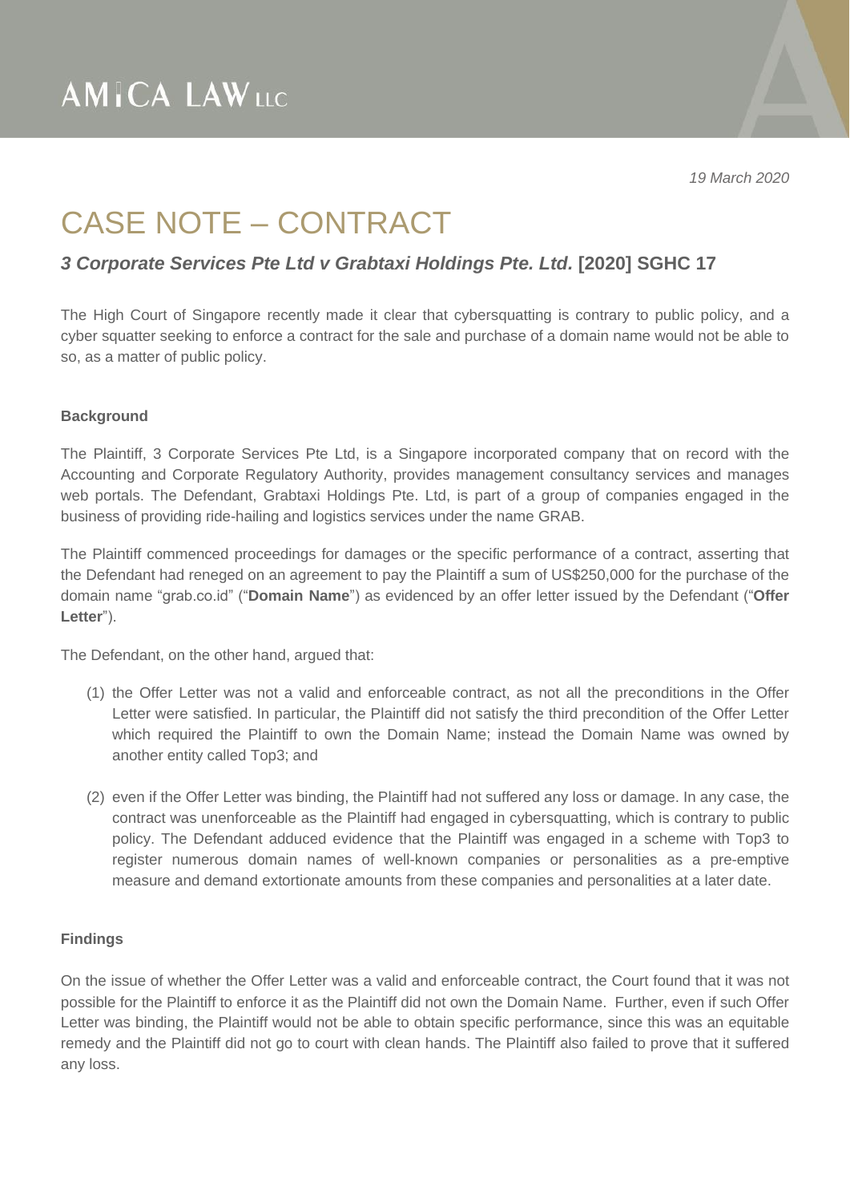AMICA LAW LLC

*19 March 2020*

# CASE NOTE – CONTRACT

### ***3 Corporate Services Pte Ltd v Grabtaxi Holdings Pte. Ltd.* [2020] SGHC 17**

The High Court of Singapore recently made it clear that cybersquatting is contrary to public policy, and a cyber squatter seeking to enforce a contract for the sale and purchase of a domain name would not be able to so, as a matter of public policy.

**Background**

The Plaintiff, 3 Corporate Services Pte Ltd, is a Singapore incorporated company that on record with the Accounting and Corporate Regulatory Authority, provides management consultancy services and manages web portals. The Defendant, Grabtaxi Holdings Pte. Ltd, is part of a group of companies engaged in the business of providing ride-hailing and logistics services under the name GRAB.

The Plaintiff commenced proceedings for damages or the specific performance of a contract, asserting that the Defendant had reneged on an agreement to pay the Plaintiff a sum of US$250,000 for the purchase of the domain name "grab.co.id" ("**Domain Name**") as evidenced by an offer letter issued by the Defendant ("**Offer Letter**").

The Defendant, on the other hand, argued that:

(1) the Offer Letter was not a valid and enforceable contract, as not all the preconditions in the Offer Letter were satisfied. In particular, the Plaintiff did not satisfy the third precondition of the Offer Letter which required the Plaintiff to own the Domain Name; instead the Domain Name was owned by another entity called Top3; and

(2) even if the Offer Letter was binding, the Plaintiff had not suffered any loss or damage. In any case, the contract was unenforceable as the Plaintiff had engaged in cybersquatting, which is contrary to public policy. The Defendant adduced evidence that the Plaintiff was engaged in a scheme with Top3 to register numerous domain names of well-known companies or personalities as a pre-emptive measure and demand extortionate amounts from these companies and personalities at a later date.

**Findings**

On the issue of whether the Offer Letter was a valid and enforceable contract, the Court found that it was not possible for the Plaintiff to enforce it as the Plaintiff did not own the Domain Name. Further, even if such Offer Letter was binding, the Plaintiff would not be able to obtain specific performance, since this was an equitable remedy and the Plaintiff did not go to court with clean hands. The Plaintiff also failed to prove that it suffered any loss.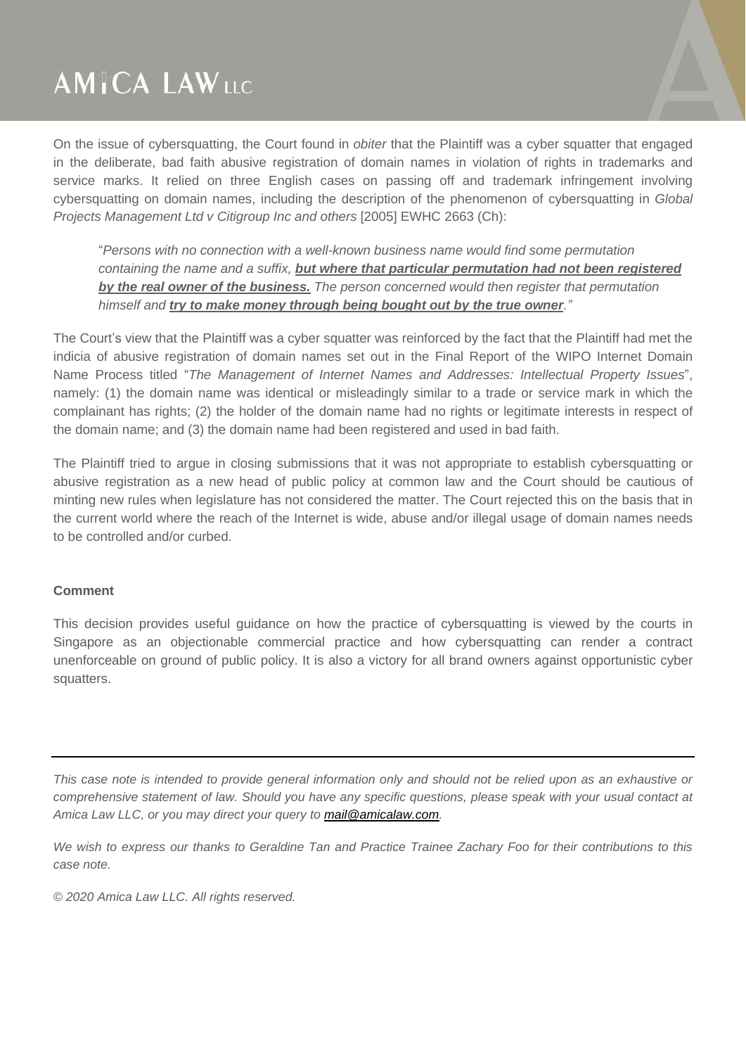On the issue of cybersquatting, the Court found in *obiter* that the Plaintiff was a cyber squatter that engaged in the deliberate, bad faith abusive registration of domain names in violation of rights in trademarks and service marks. It relied on three English cases on passing off and trademark infringement involving cybersquatting on domain names, including the description of the phenomenon of cybersquatting in *Global Projects Management Ltd v Citigroup Inc and others* [2005] EWHC 2663 (Ch):

> "*Persons with no connection with a well-known business name would find some permutation containing the name and a suffix,* ***but where that particular permutation had not been registered by the real owner of the business.*** *The person concerned would then register that permutation himself and* ***try to make money through being bought out by the true owner****."*

The Court's view that the Plaintiff was a cyber squatter was reinforced by the fact that the Plaintiff had met the indicia of abusive registration of domain names set out in the Final Report of the WIPO Internet Domain Name Process titled "*The Management of Internet Names and Addresses: Intellectual Property Issues*", namely: (1) the domain name was identical or misleadingly similar to a trade or service mark in which the complainant has rights; (2) the holder of the domain name had no rights or legitimate interests in respect of the domain name; and (3) the domain name had been registered and used in bad faith.

The Plaintiff tried to argue in closing submissions that it was not appropriate to establish cybersquatting or abusive registration as a new head of public policy at common law and the Court should be cautious of minting new rules when legislature has not considered the matter. The Court rejected this on the basis that in the current world where the reach of the Internet is wide, abuse and/or illegal usage of domain names needs to be controlled and/or curbed.

**Comment**

This decision provides useful guidance on how the practice of cybersquatting is viewed by the courts in Singapore as an objectionable commercial practice and how cybersquatting can render a contract unenforceable on ground of public policy. It is also a victory for all brand owners against opportunistic cyber squatters.

---

*This case note is intended to provide general information only and should not be relied upon as an exhaustive or comprehensive statement of law. Should you have any specific questions, please speak with your usual contact at Amica Law LLC, or you may direct your query to [mail@amicalaw.com](mailto:mail@amicalaw.com).*

*We wish to express our thanks to Geraldine Tan and Practice Trainee Zachary Foo for their contributions to this case note.*

*© 2020 Amica Law LLC. All rights reserved.*